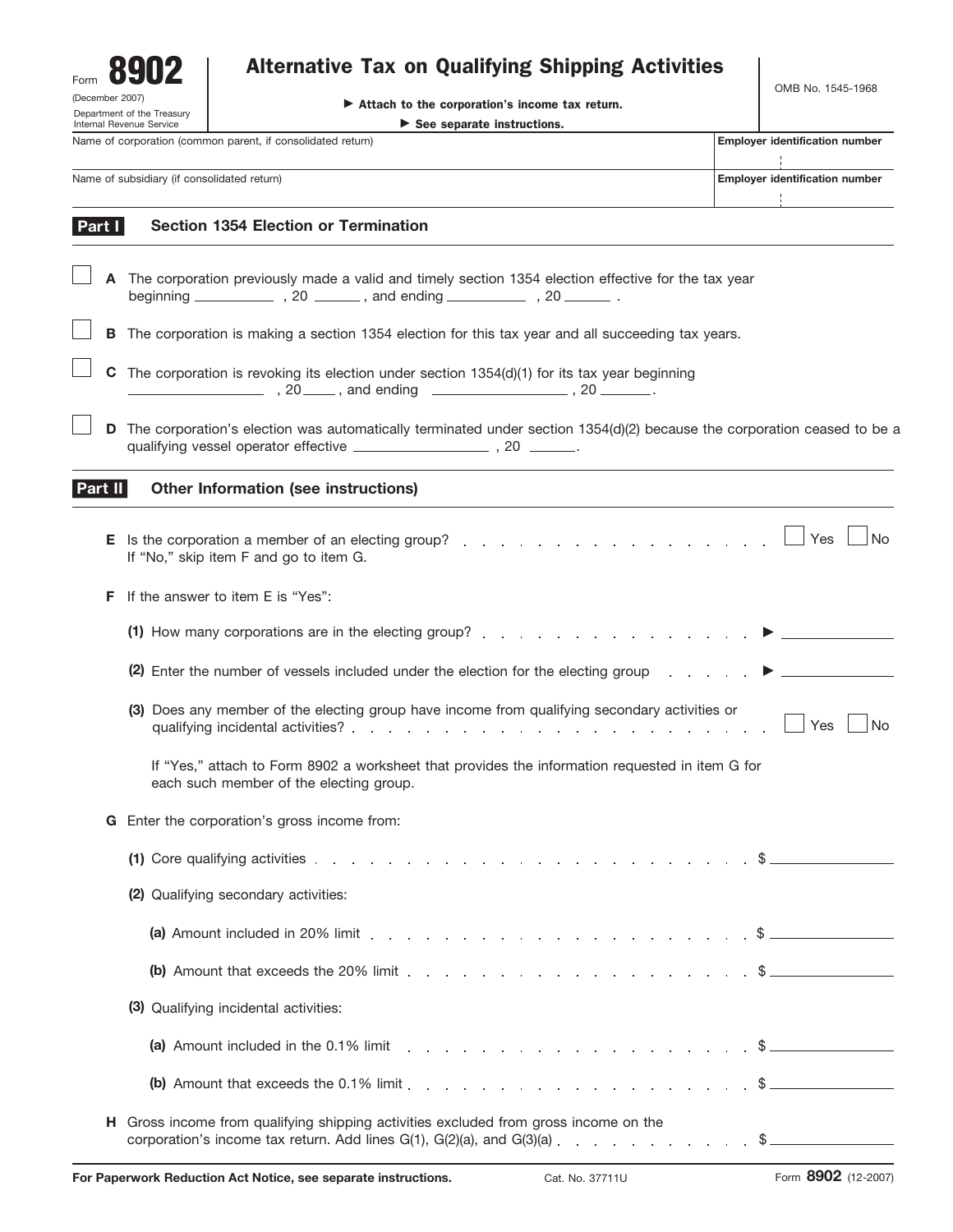Form **8902**
(December 2007)
Department of the Treasury
Internal Revenue Service

# Alternative Tax on Qualifying Shipping Activities

▶ Attach to the corporation's income tax return.
▶ See separate instructions.

OMB No. 1545-1968

| Name of corporation (common parent, if consolidated return) | Employer identification number |
|---|---|
| | |
| **Name of subsidiary (if consolidated return)** | **Employer identification number** |
| | |

## Part I Section 1354 Election or Termination

☐ **A** The corporation previously made a valid and timely section 1354 election effective for the tax year beginning __________ , 20 ______ , and ending __________ , 20 ______ .

☐ **B** The corporation is making a section 1354 election for this tax year and all succeeding tax years.

☐ **C** The corporation is revoking its election under section 1354(d)(1) for its tax year beginning __________ , 20 ____ , and ending __________ , 20 ______ .

☐ **D** The corporation's election was automatically terminated under section 1354(d)(2) because the corporation ceased to be a qualifying vessel operator effective __________ , 20 ______ .

## Part II Other Information (see instructions)

**E** Is the corporation a member of an electing group? . . . . . . . . . . . . . . . . . . ☐ Yes ☐ No
If "No," skip item F and go to item G.

**F** If the answer to item E is "Yes":

**(1)** How many corporations are in the electing group? . . . . . . . . . . . . . . . . ▶ __________

**(2)** Enter the number of vessels included under the election for the electing group . . . . . . ▶ __________

**(3)** Does any member of the electing group have income from qualifying secondary activities or qualifying incidental activities? . . . . . . . . . . . . . . . . . . . . . . . . ☐ Yes ☐ No

If "Yes," attach to Form 8902 a worksheet that provides the information requested in item G for each such member of the electing group.

**G** Enter the corporation's gross income from:

**(1)** Core qualifying activities . . . . . . . . . . . . . . . . . . . . . . . . . . . $ __________

**(2)** Qualifying secondary activities:

**(a)** Amount included in 20% limit . . . . . . . . . . . . . . . . . . . . . . . . $ __________

**(b)** Amount that exceeds the 20% limit . . . . . . . . . . . . . . . . . . . . . . $ __________

**(3)** Qualifying incidental activities:

**(a)** Amount included in the 0.1% limit . . . . . . . . . . . . . . . . . . . . . . $ __________

**(b)** Amount that exceeds the 0.1% limit . . . . . . . . . . . . . . . . . . . . . . $ __________

**H** Gross income from qualifying shipping activities excluded from gross income on the corporation's income tax return. Add lines G(1), G(2)(a), and G(3)(a) . . . . . . . . . . . . $ __________

**For Paperwork Reduction Act Notice, see separate instructions.** Cat. No. 37711U Form **8902** (12-2007)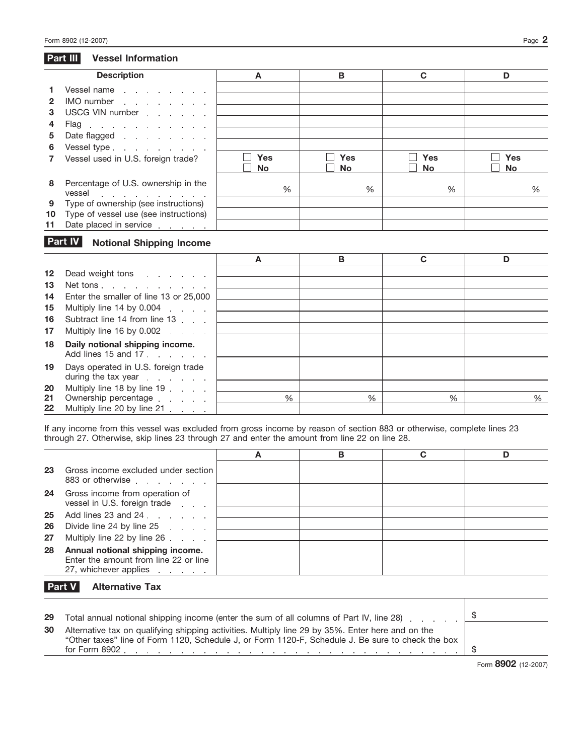## Part III Vessel Information

| | Description | A | B | C | D |
|---|---|---|---|---|---|
| 1 | Vessel name | | | | |
| 2 | IMO number | | | | |
| 3 | USCG VIN number | | | | |
| 4 | Flag | | | | |
| 5 | Date flagged | | | | |
| 6 | Vessel type | | | | |
| 7 | Vessel used in U.S. foreign trade? | ☐ Yes ☐ No | ☐ Yes ☐ No | ☐ Yes ☐ No | ☐ Yes ☐ No |
| 8 | Percentage of U.S. ownership in the vessel | % | % | % | % |
| 9 | Type of ownership (see instructions) | | | | |
| 10 | Type of vessel use (see instructions) | | | | |
| 11 | Date placed in service | | | | |

## Part IV Notional Shipping Income

| | | A | B | C | D |
|---|---|---|---|---|---|
| 12 | Dead weight tons | | | | |
| 13 | Net tons | | | | |
| 14 | Enter the smaller of line 13 or 25,000 | | | | |
| 15 | Multiply line 14 by 0.004 | | | | |
| 16 | Subtract line 14 from line 13 | | | | |
| 17 | Multiply line 16 by 0.002 | | | | |
| 18 | **Daily notional shipping income.** Add lines 15 and 17 | | | | |
| 19 | Days operated in U.S. foreign trade during the tax year | | | | |
| 20 | Multiply line 18 by line 19 | | | | |
| 21 | Ownership percentage | % | % | % | % |
| 22 | Multiply line 20 by line 21 | | | | |

If any income from this vessel was excluded from gross income by reason of section 883 or otherwise, complete lines 23 through 27. Otherwise, skip lines 23 through 27 and enter the amount from line 22 on line 28.

| | | A | B | C | D |
|---|---|---|---|---|---|
| 23 | Gross income excluded under section 883 or otherwise | | | | |
| 24 | Gross income from operation of vessel in U.S. foreign trade | | | | |
| 25 | Add lines 23 and 24 | | | | |
| 26 | Divide line 24 by line 25 | | | | |
| 27 | Multiply line 22 by line 26 | | | | |
| 28 | **Annual notional shipping income.** Enter the amount from line 22 or line 27, whichever applies | | | | |

## Part V Alternative Tax

| | | |
|---|---|---|
| 29 | Total annual notional shipping income (enter the sum of all columns of Part IV, line 28) | $ |
| 30 | Alternative tax on qualifying shipping activities. Multiply line 29 by 35%. Enter here and on the "Other taxes" line of Form 1120, Schedule J, or Form 1120-F, Schedule J. Be sure to check the box for Form 8902 | $ |

Form **8902** (12-2007)